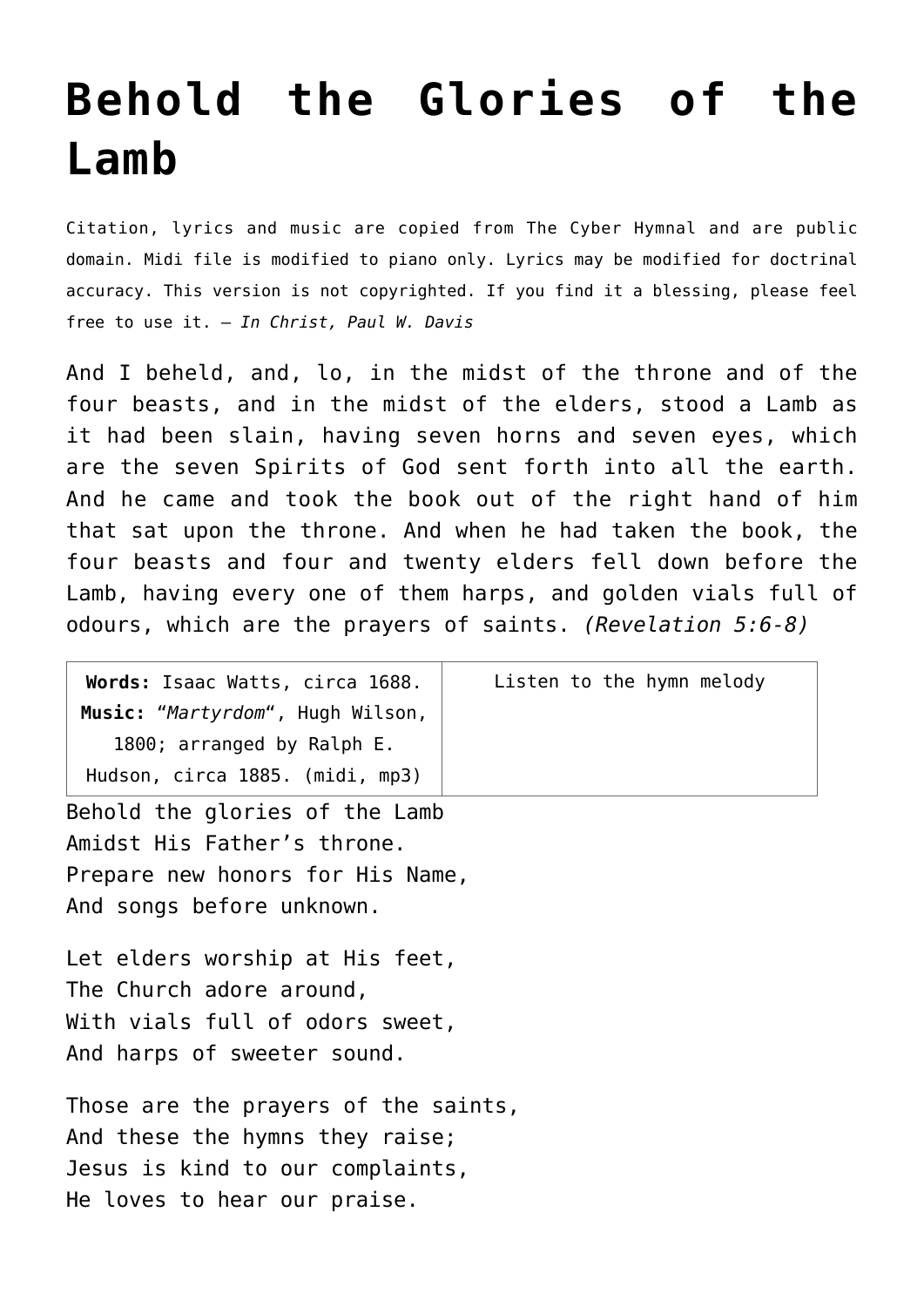# Behold the Glories of the Lamb

Citation, lyrics and music are copied from The Cyber Hymnal and are public domain. Midi file is modified to piano only. Lyrics may be modified for doctrinal accuracy. This version is not copyrighted. If you find it a blessing, please feel free to use it. – *In Christ, Paul W. Davis*

And I beheld, and, lo, in the midst of the throne and of the four beasts, and in the midst of the elders, stood a Lamb as it had been slain, having seven horns and seven eyes, which are the seven Spirits of God sent forth into all the earth. And he came and took the book out of the right hand of him that sat upon the throne. And when he had taken the book, the four beasts and four and twenty elders fell down before the Lamb, having every one of them harps, and golden vials full of odours, which are the prayers of saints. *(Revelation 5:6-8)*

| **Words:** Isaac Watts, circa 1688. **Music:** "*Martyrdom*", Hugh Wilson, 1800; arranged by Ralph E. Hudson, circa 1885. (midi, mp3) | Listen to the hymn melody |
|---|---|

Behold the glories of the Lamb
Amidst His Father's throne.
Prepare new honors for His Name,
And songs before unknown.

Let elders worship at His feet,
The Church adore around,
With vials full of odors sweet,
And harps of sweeter sound.

Those are the prayers of the saints,
And these the hymns they raise;
Jesus is kind to our complaints,
He loves to hear our praise.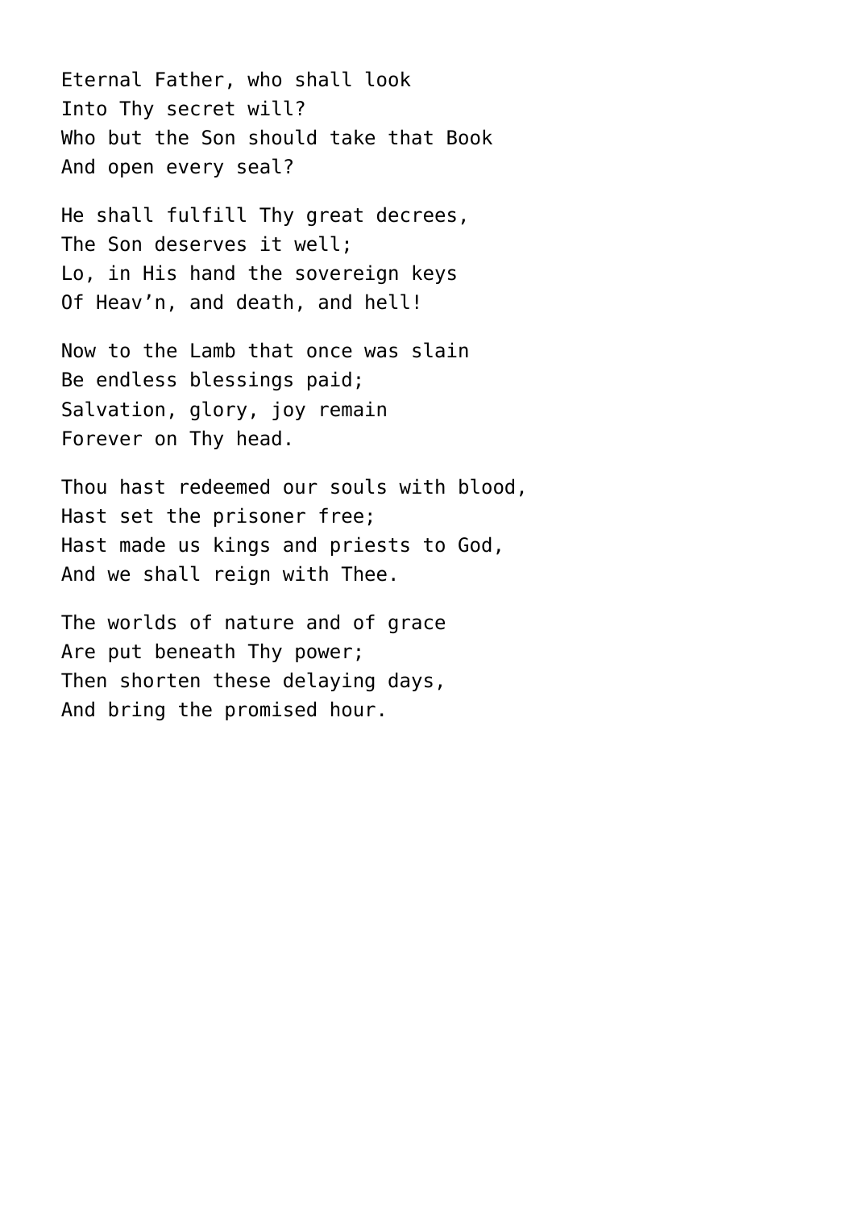Eternal Father, who shall look  
Into Thy secret will?  
Who but the Son should take that Book  
And open every seal?

He shall fulfill Thy great decrees,  
The Son deserves it well;  
Lo, in His hand the sovereign keys  
Of Heav'n, and death, and hell!

Now to the Lamb that once was slain  
Be endless blessings paid;  
Salvation, glory, joy remain  
Forever on Thy head.

Thou hast redeemed our souls with blood,  
Hast set the prisoner free;  
Hast made us kings and priests to God,  
And we shall reign with Thee.

The worlds of nature and of grace  
Are put beneath Thy power;  
Then shorten these delaying days,  
And bring the promised hour.